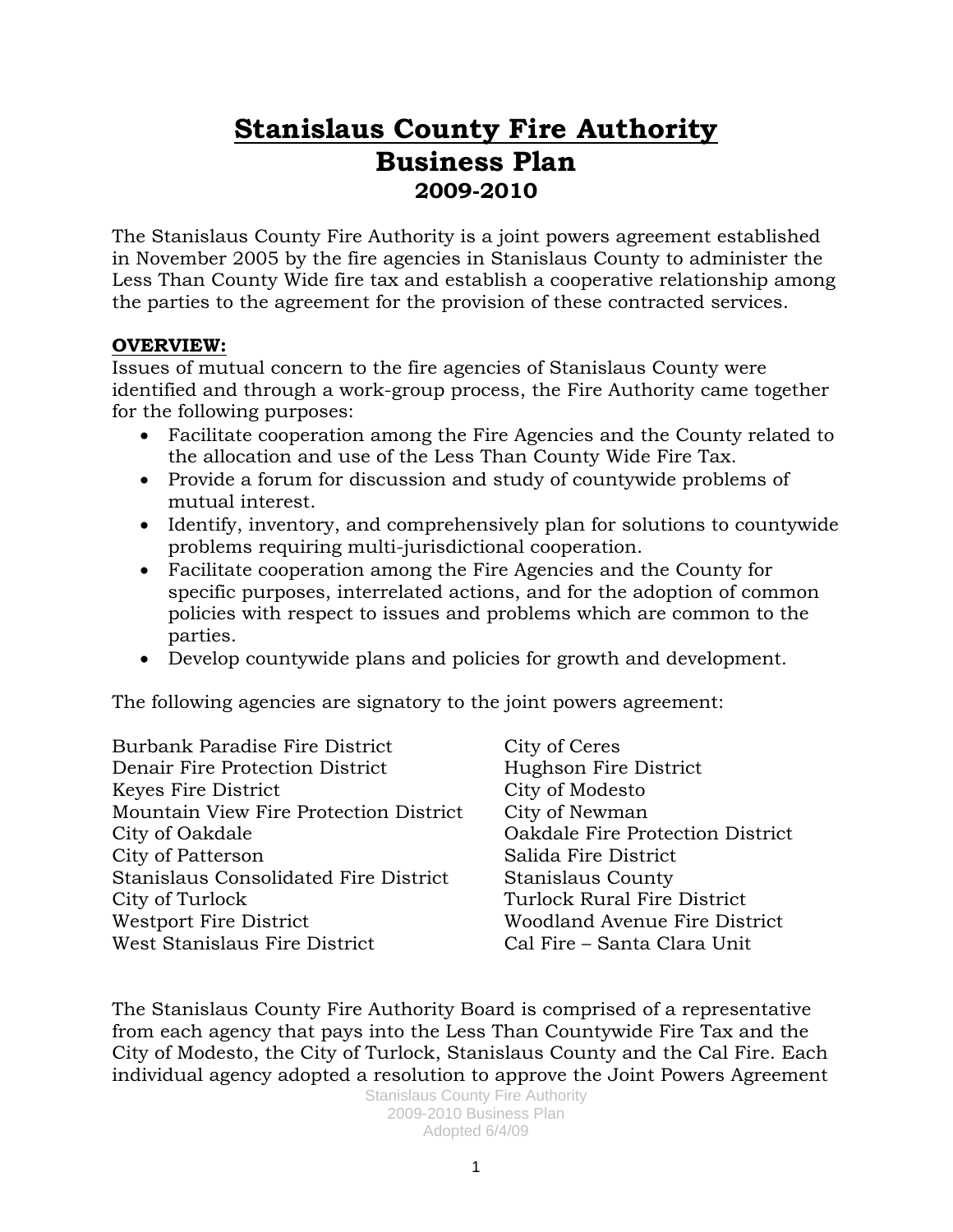# Stanislaus County Fire Authority
# Business Plan
## 2009-2010

The Stanislaus County Fire Authority is a joint powers agreement established in November 2005 by the fire agencies in Stanislaus County to administer the Less Than County Wide fire tax and establish a cooperative relationship among the parties to the agreement for the provision of these contracted services.

**OVERVIEW:**

Issues of mutual concern to the fire agencies of Stanislaus County were identified and through a work-group process, the Fire Authority came together for the following purposes:

- Facilitate cooperation among the Fire Agencies and the County related to the allocation and use of the Less Than County Wide Fire Tax.
- Provide a forum for discussion and study of countywide problems of mutual interest.
- Identify, inventory, and comprehensively plan for solutions to countywide problems requiring multi-jurisdictional cooperation.
- Facilitate cooperation among the Fire Agencies and the County for specific purposes, interrelated actions, and for the adoption of common policies with respect to issues and problems which are common to the parties.
- Develop countywide plans and policies for growth and development.

The following agencies are signatory to the joint powers agreement:

Burbank Paradise Fire District
Denair Fire Protection District
Keyes Fire District
Mountain View Fire Protection District
City of Oakdale
City of Patterson
Stanislaus Consolidated Fire District
City of Turlock
Westport Fire District
West Stanislaus Fire District
City of Ceres
Hughson Fire District
City of Modesto
City of Newman
Oakdale Fire Protection District
Salida Fire District
Stanislaus County
Turlock Rural Fire District
Woodland Avenue Fire District
Cal Fire – Santa Clara Unit

The Stanislaus County Fire Authority Board is comprised of a representative from each agency that pays into the Less Than Countywide Fire Tax and the City of Modesto, the City of Turlock, Stanislaus County and the Cal Fire. Each individual agency adopted a resolution to approve the Joint Powers Agreement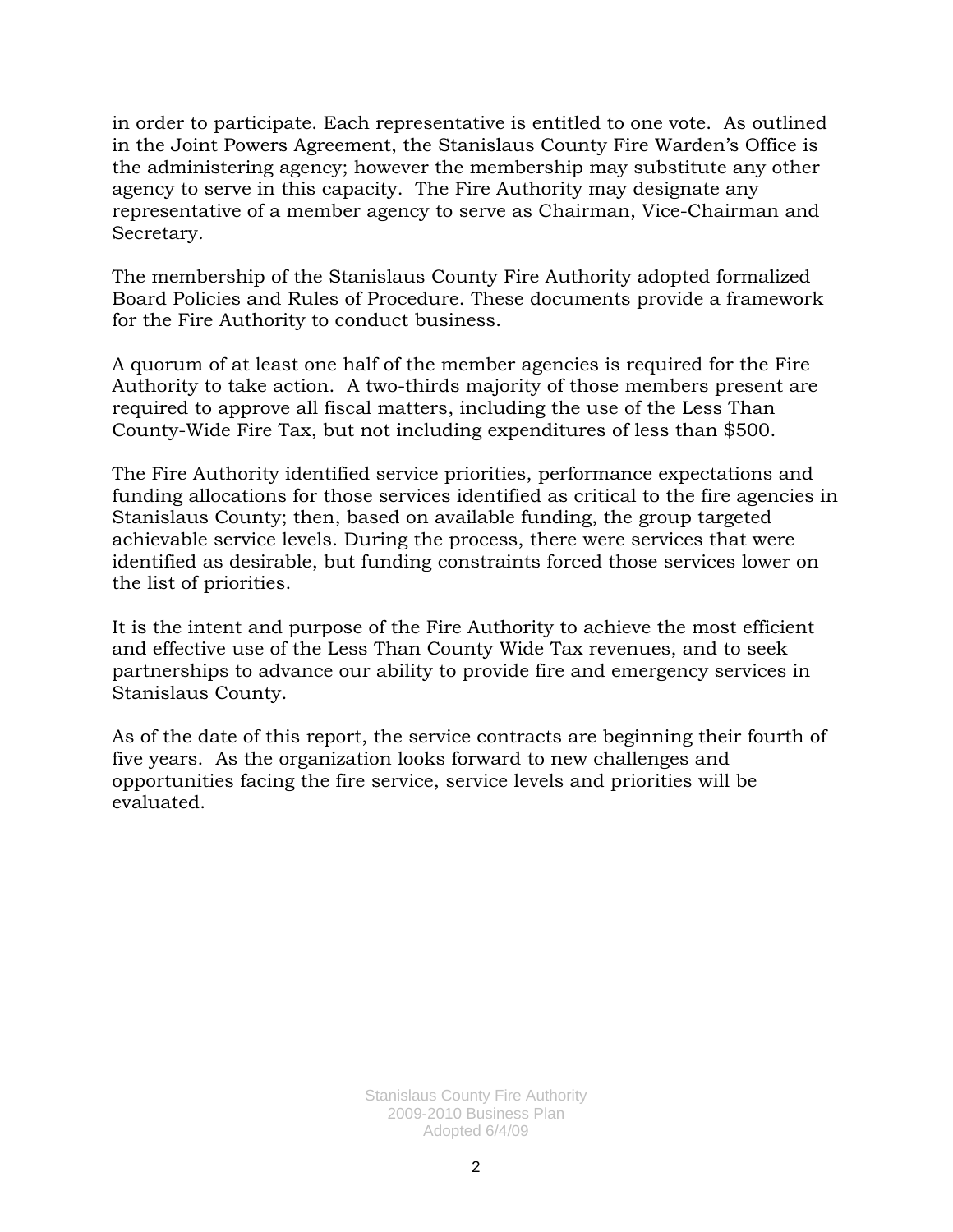in order to participate. Each representative is entitled to one vote. As outlined in the Joint Powers Agreement, the Stanislaus County Fire Warden's Office is the administering agency; however the membership may substitute any other agency to serve in this capacity. The Fire Authority may designate any representative of a member agency to serve as Chairman, Vice-Chairman and Secretary.

The membership of the Stanislaus County Fire Authority adopted formalized Board Policies and Rules of Procedure. These documents provide a framework for the Fire Authority to conduct business.

A quorum of at least one half of the member agencies is required for the Fire Authority to take action. A two-thirds majority of those members present are required to approve all fiscal matters, including the use of the Less Than County-Wide Fire Tax, but not including expenditures of less than $500.

The Fire Authority identified service priorities, performance expectations and funding allocations for those services identified as critical to the fire agencies in Stanislaus County; then, based on available funding, the group targeted achievable service levels. During the process, there were services that were identified as desirable, but funding constraints forced those services lower on the list of priorities.

It is the intent and purpose of the Fire Authority to achieve the most efficient and effective use of the Less Than County Wide Tax revenues, and to seek partnerships to advance our ability to provide fire and emergency services in Stanislaus County.

As of the date of this report, the service contracts are beginning their fourth of five years. As the organization looks forward to new challenges and opportunities facing the fire service, service levels and priorities will be evaluated.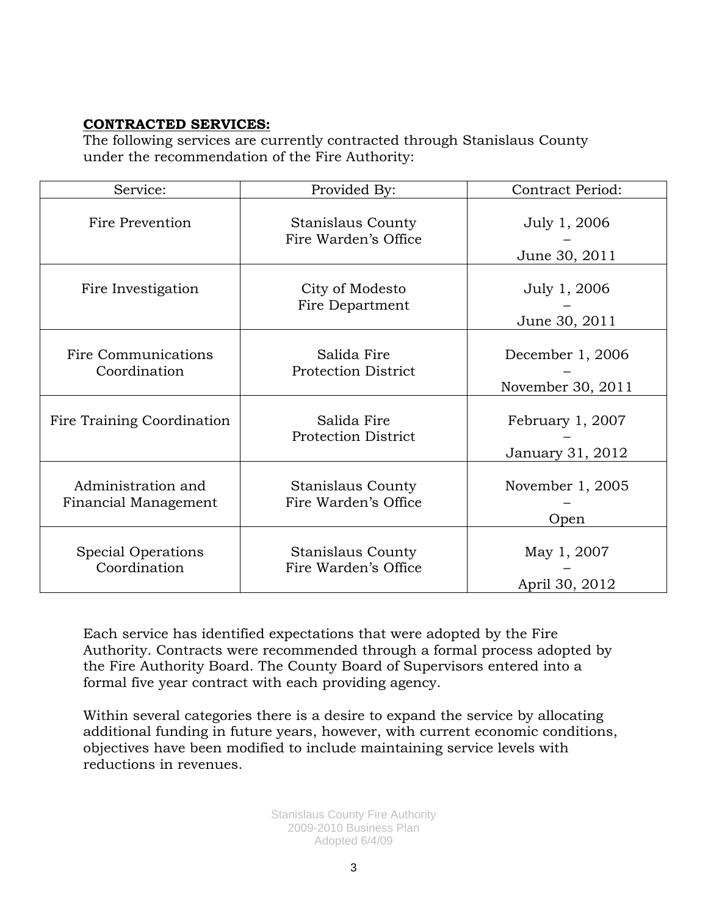**CONTRACTED SERVICES:**

The following services are currently contracted through Stanislaus County under the recommendation of the Fire Authority:

| Service: | Provided By: | Contract Period: |
|---|---|---|
| Fire Prevention | Stanislaus County Fire Warden's Office | July 1, 2006 – June 30, 2011 |
| Fire Investigation | City of Modesto Fire Department | July 1, 2006 – June 30, 2011 |
| Fire Communications Coordination | Salida Fire Protection District | December 1, 2006 – November 30, 2011 |
| Fire Training Coordination | Salida Fire Protection District | February 1, 2007 – January 31, 2012 |
| Administration and Financial Management | Stanislaus County Fire Warden's Office | November 1, 2005 – Open |
| Special Operations Coordination | Stanislaus County Fire Warden's Office | May 1, 2007 – April 30, 2012 |

Each service has identified expectations that were adopted by the Fire Authority. Contracts were recommended through a formal process adopted by the Fire Authority Board. The County Board of Supervisors entered into a formal five year contract with each providing agency.

Within several categories there is a desire to expand the service by allocating additional funding in future years, however, with current economic conditions, objectives have been modified to include maintaining service levels with reductions in revenues.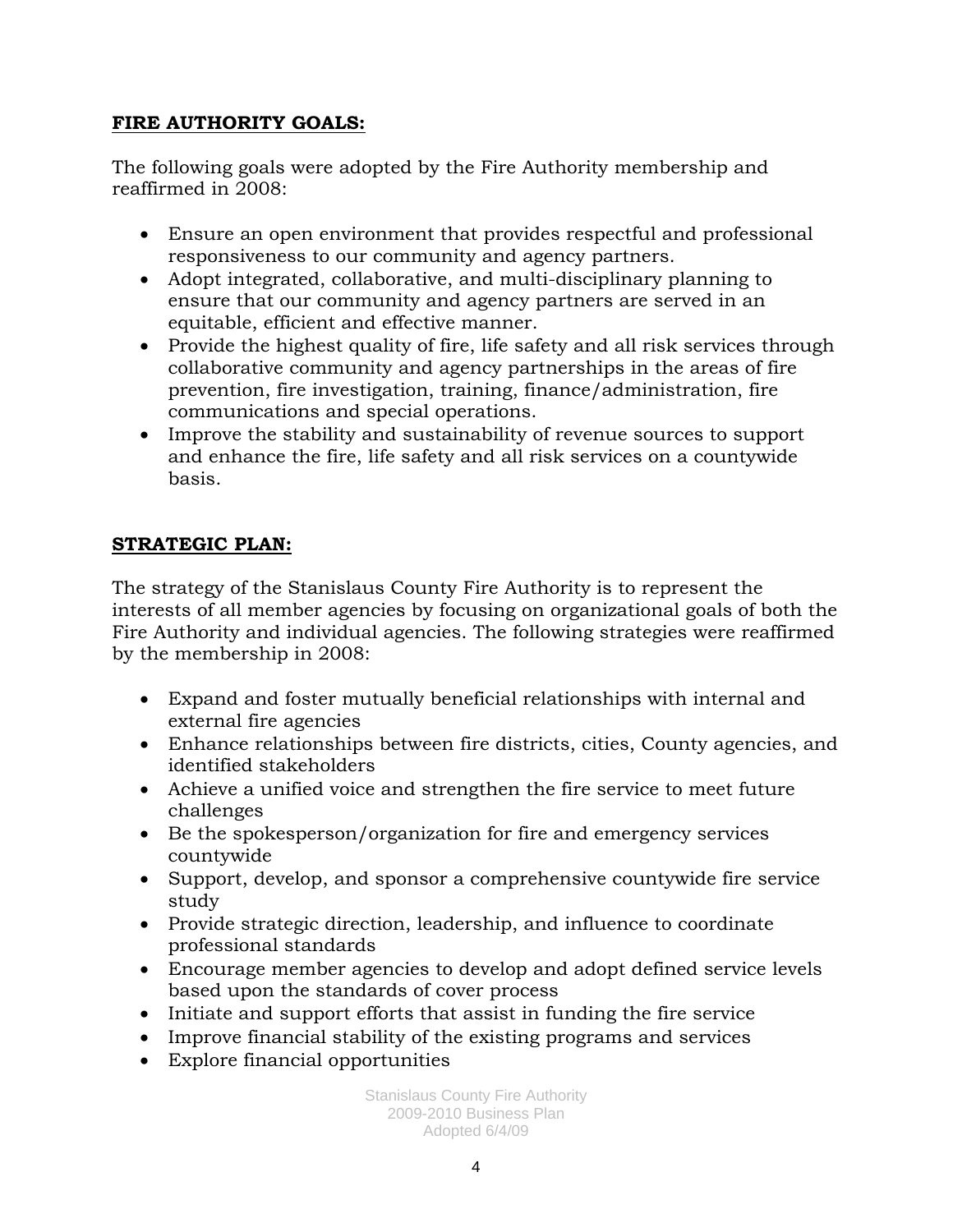## FIRE AUTHORITY GOALS:

The following goals were adopted by the Fire Authority membership and reaffirmed in 2008:

- Ensure an open environment that provides respectful and professional responsiveness to our community and agency partners.
- Adopt integrated, collaborative, and multi-disciplinary planning to ensure that our community and agency partners are served in an equitable, efficient and effective manner.
- Provide the highest quality of fire, life safety and all risk services through collaborative community and agency partnerships in the areas of fire prevention, fire investigation, training, finance/administration, fire communications and special operations.
- Improve the stability and sustainability of revenue sources to support and enhance the fire, life safety and all risk services on a countywide basis.

## STRATEGIC PLAN:

The strategy of the Stanislaus County Fire Authority is to represent the interests of all member agencies by focusing on organizational goals of both the Fire Authority and individual agencies. The following strategies were reaffirmed by the membership in 2008:

- Expand and foster mutually beneficial relationships with internal and external fire agencies
- Enhance relationships between fire districts, cities, County agencies, and identified stakeholders
- Achieve a unified voice and strengthen the fire service to meet future challenges
- Be the spokesperson/organization for fire and emergency services countywide
- Support, develop, and sponsor a comprehensive countywide fire service study
- Provide strategic direction, leadership, and influence to coordinate professional standards
- Encourage member agencies to develop and adopt defined service levels based upon the standards of cover process
- Initiate and support efforts that assist in funding the fire service
- Improve financial stability of the existing programs and services
- Explore financial opportunities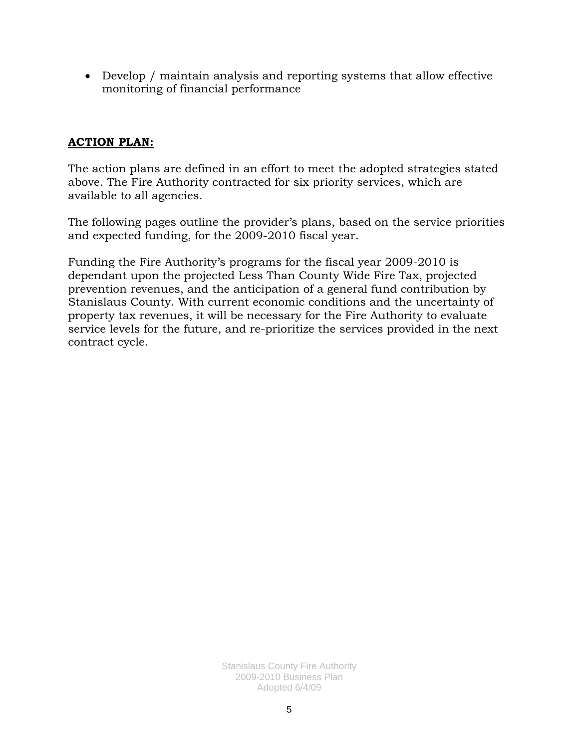- Develop / maintain analysis and reporting systems that allow effective monitoring of financial performance

**ACTION PLAN:**

The action plans are defined in an effort to meet the adopted strategies stated above. The Fire Authority contracted for six priority services, which are available to all agencies.

The following pages outline the provider's plans, based on the service priorities and expected funding, for the 2009-2010 fiscal year.

Funding the Fire Authority's programs for the fiscal year 2009-2010 is dependant upon the projected Less Than County Wide Fire Tax, projected prevention revenues, and the anticipation of a general fund contribution by Stanislaus County. With current economic conditions and the uncertainty of property tax revenues, it will be necessary for the Fire Authority to evaluate service levels for the future, and re-prioritize the services provided in the next contract cycle.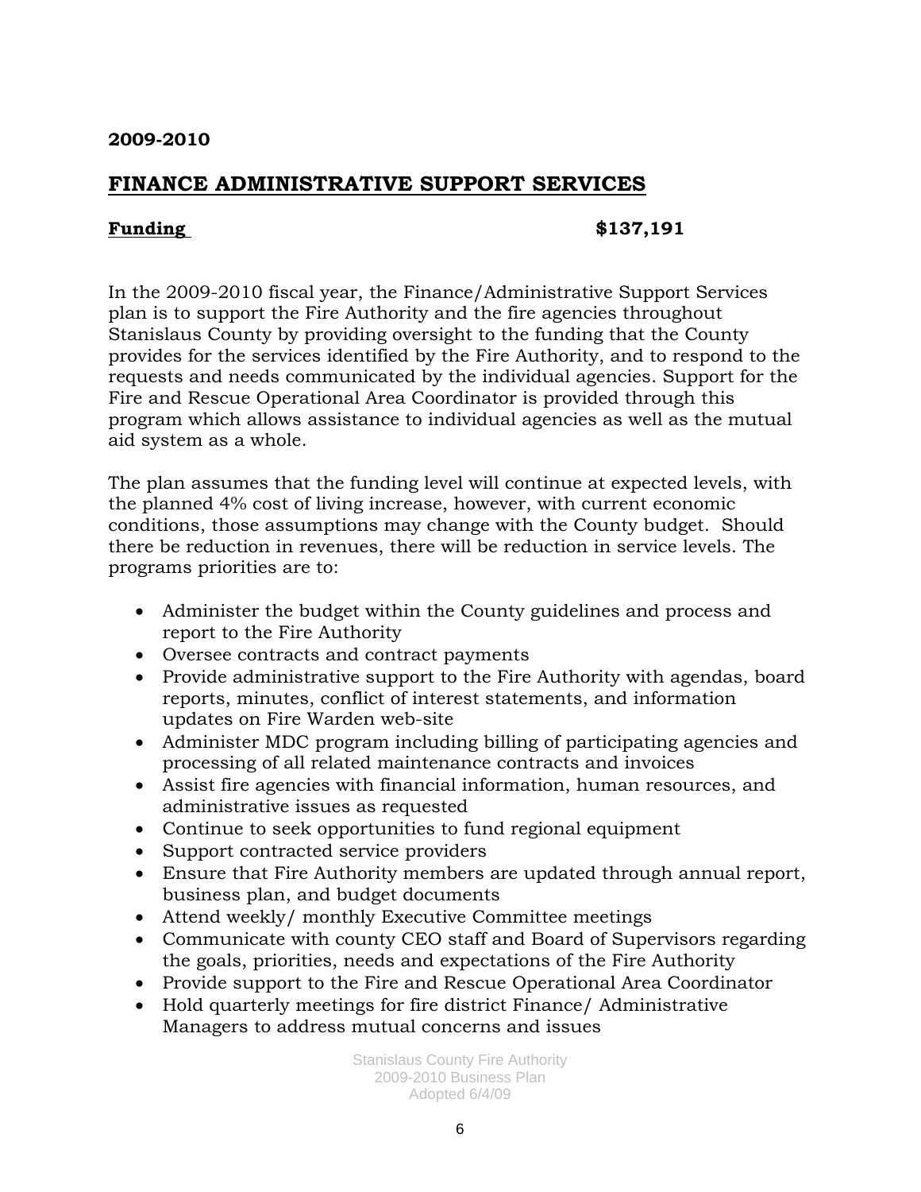**2009-2010**

## FINANCE ADMINISTRATIVE SUPPORT SERVICES

**Funding** **$137,191**

In the 2009-2010 fiscal year, the Finance/Administrative Support Services plan is to support the Fire Authority and the fire agencies throughout Stanislaus County by providing oversight to the funding that the County provides for the services identified by the Fire Authority, and to respond to the requests and needs communicated by the individual agencies. Support for the Fire and Rescue Operational Area Coordinator is provided through this program which allows assistance to individual agencies as well as the mutual aid system as a whole.

The plan assumes that the funding level will continue at expected levels, with the planned 4% cost of living increase, however, with current economic conditions, those assumptions may change with the County budget. Should there be reduction in revenues, there will be reduction in service levels. The programs priorities are to:

- Administer the budget within the County guidelines and process and report to the Fire Authority
- Oversee contracts and contract payments
- Provide administrative support to the Fire Authority with agendas, board reports, minutes, conflict of interest statements, and information updates on Fire Warden web-site
- Administer MDC program including billing of participating agencies and processing of all related maintenance contracts and invoices
- Assist fire agencies with financial information, human resources, and administrative issues as requested
- Continue to seek opportunities to fund regional equipment
- Support contracted service providers
- Ensure that Fire Authority members are updated through annual report, business plan, and budget documents
- Attend weekly/ monthly Executive Committee meetings
- Communicate with county CEO staff and Board of Supervisors regarding the goals, priorities, needs and expectations of the Fire Authority
- Provide support to the Fire and Rescue Operational Area Coordinator
- Hold quarterly meetings for fire district Finance/ Administrative Managers to address mutual concerns and issues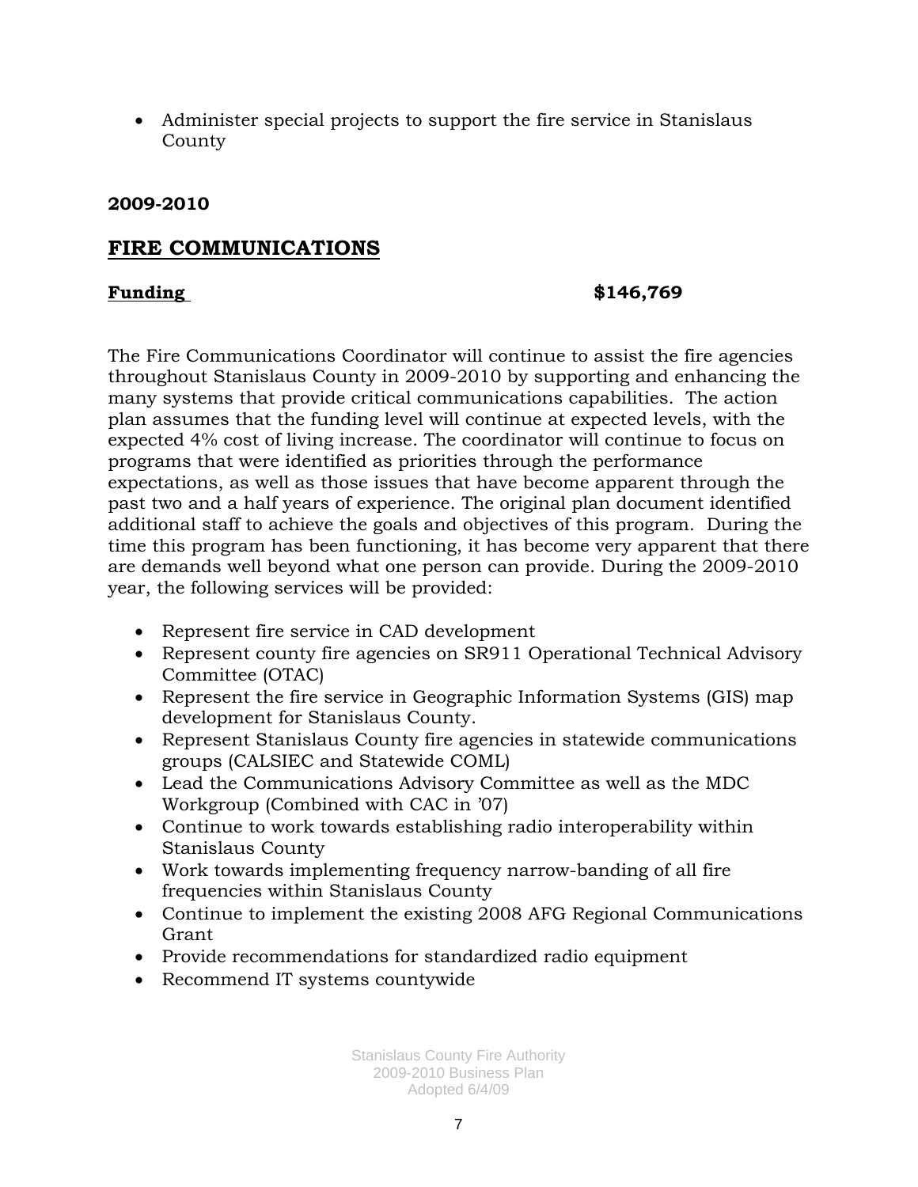- Administer special projects to support the fire service in Stanislaus County

**2009-2010**

## FIRE COMMUNICATIONS

**Funding** **$146,769**

The Fire Communications Coordinator will continue to assist the fire agencies throughout Stanislaus County in 2009-2010 by supporting and enhancing the many systems that provide critical communications capabilities. The action plan assumes that the funding level will continue at expected levels, with the expected 4% cost of living increase. The coordinator will continue to focus on programs that were identified as priorities through the performance expectations, as well as those issues that have become apparent through the past two and a half years of experience. The original plan document identified additional staff to achieve the goals and objectives of this program. During the time this program has been functioning, it has become very apparent that there are demands well beyond what one person can provide. During the 2009-2010 year, the following services will be provided:

- Represent fire service in CAD development
- Represent county fire agencies on SR911 Operational Technical Advisory Committee (OTAC)
- Represent the fire service in Geographic Information Systems (GIS) map development for Stanislaus County.
- Represent Stanislaus County fire agencies in statewide communications groups (CALSIEC and Statewide COML)
- Lead the Communications Advisory Committee as well as the MDC Workgroup (Combined with CAC in '07)
- Continue to work towards establishing radio interoperability within Stanislaus County
- Work towards implementing frequency narrow-banding of all fire frequencies within Stanislaus County
- Continue to implement the existing 2008 AFG Regional Communications Grant
- Provide recommendations for standardized radio equipment
- Recommend IT systems countywide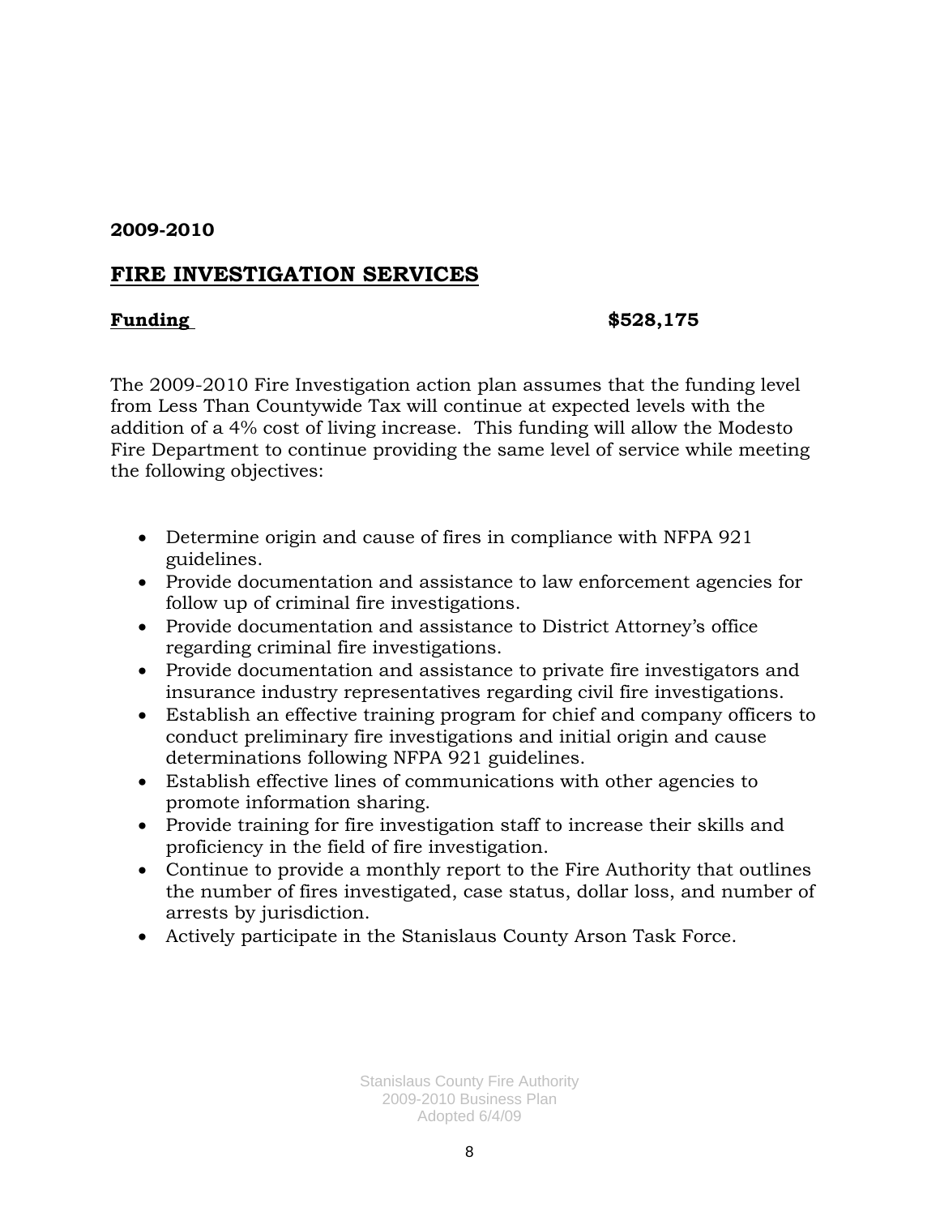**2009-2010**

## FIRE INVESTIGATION SERVICES

**Funding** **$528,175**

The 2009-2010 Fire Investigation action plan assumes that the funding level from Less Than Countywide Tax will continue at expected levels with the addition of a 4% cost of living increase. This funding will allow the Modesto Fire Department to continue providing the same level of service while meeting the following objectives:

- Determine origin and cause of fires in compliance with NFPA 921 guidelines.
- Provide documentation and assistance to law enforcement agencies for follow up of criminal fire investigations.
- Provide documentation and assistance to District Attorney's office regarding criminal fire investigations.
- Provide documentation and assistance to private fire investigators and insurance industry representatives regarding civil fire investigations.
- Establish an effective training program for chief and company officers to conduct preliminary fire investigations and initial origin and cause determinations following NFPA 921 guidelines.
- Establish effective lines of communications with other agencies to promote information sharing.
- Provide training for fire investigation staff to increase their skills and proficiency in the field of fire investigation.
- Continue to provide a monthly report to the Fire Authority that outlines the number of fires investigated, case status, dollar loss, and number of arrests by jurisdiction.
- Actively participate in the Stanislaus County Arson Task Force.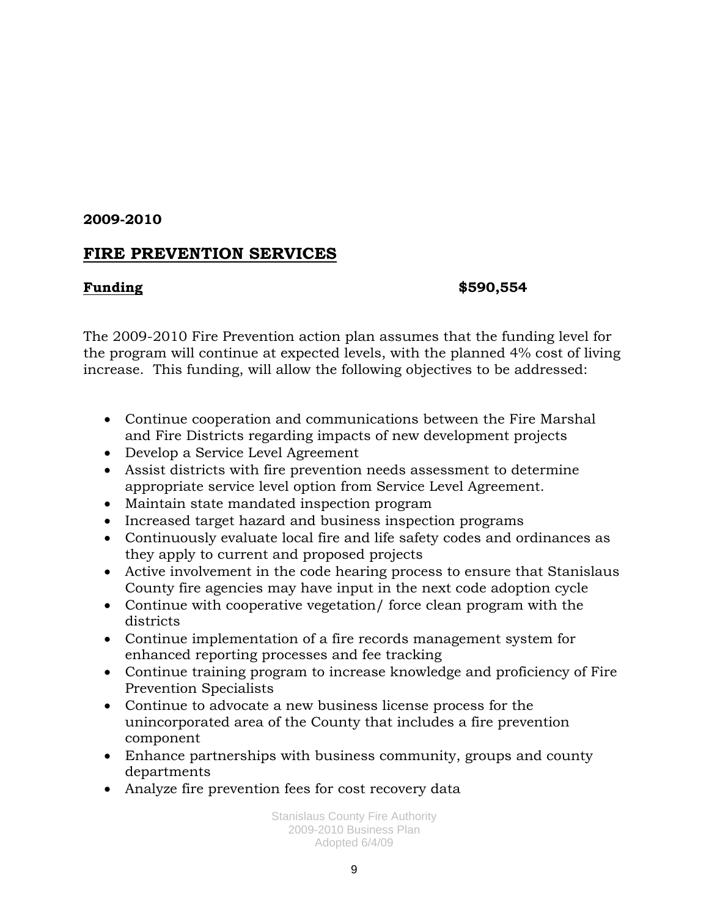**2009-2010**

## FIRE PREVENTION SERVICES

**Funding** **$590,554**

The 2009-2010 Fire Prevention action plan assumes that the funding level for the program will continue at expected levels, with the planned 4% cost of living increase. This funding, will allow the following objectives to be addressed:

- Continue cooperation and communications between the Fire Marshal and Fire Districts regarding impacts of new development projects
- Develop a Service Level Agreement
- Assist districts with fire prevention needs assessment to determine appropriate service level option from Service Level Agreement.
- Maintain state mandated inspection program
- Increased target hazard and business inspection programs
- Continuously evaluate local fire and life safety codes and ordinances as they apply to current and proposed projects
- Active involvement in the code hearing process to ensure that Stanislaus County fire agencies may have input in the next code adoption cycle
- Continue with cooperative vegetation/ force clean program with the districts
- Continue implementation of a fire records management system for enhanced reporting processes and fee tracking
- Continue training program to increase knowledge and proficiency of Fire Prevention Specialists
- Continue to advocate a new business license process for the unincorporated area of the County that includes a fire prevention component
- Enhance partnerships with business community, groups and county departments
- Analyze fire prevention fees for cost recovery data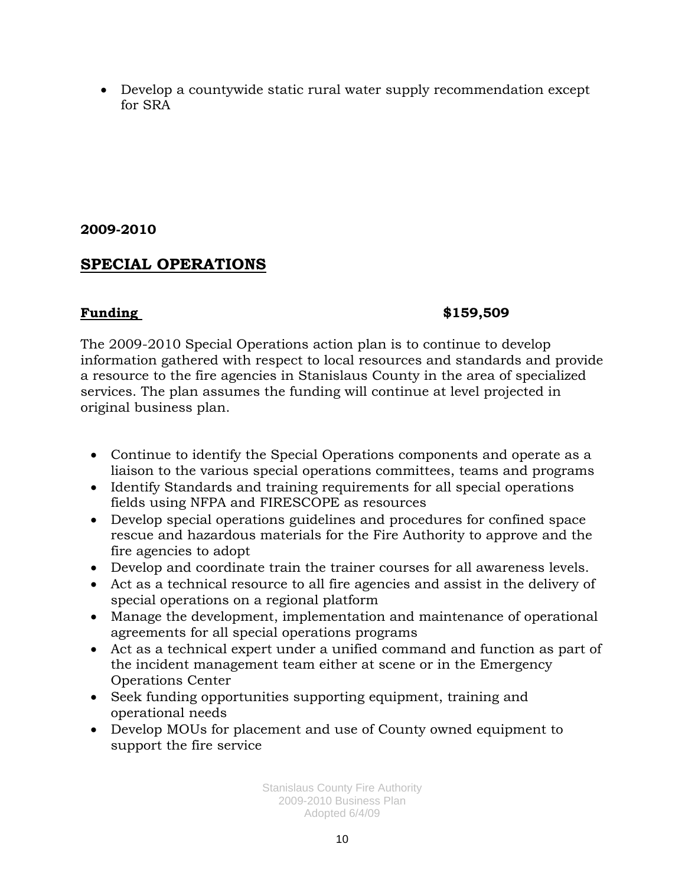- Develop a countywide static rural water supply recommendation except for SRA

**2009-2010**

## SPECIAL OPERATIONS

**Funding** **$159,509**

The 2009-2010 Special Operations action plan is to continue to develop information gathered with respect to local resources and standards and provide a resource to the fire agencies in Stanislaus County in the area of specialized services. The plan assumes the funding will continue at level projected in original business plan.

- Continue to identify the Special Operations components and operate as a liaison to the various special operations committees, teams and programs
- Identify Standards and training requirements for all special operations fields using NFPA and FIRESCOPE as resources
- Develop special operations guidelines and procedures for confined space rescue and hazardous materials for the Fire Authority to approve and the fire agencies to adopt
- Develop and coordinate train the trainer courses for all awareness levels.
- Act as a technical resource to all fire agencies and assist in the delivery of special operations on a regional platform
- Manage the development, implementation and maintenance of operational agreements for all special operations programs
- Act as a technical expert under a unified command and function as part of the incident management team either at scene or in the Emergency Operations Center
- Seek funding opportunities supporting equipment, training and operational needs
- Develop MOUs for placement and use of County owned equipment to support the fire service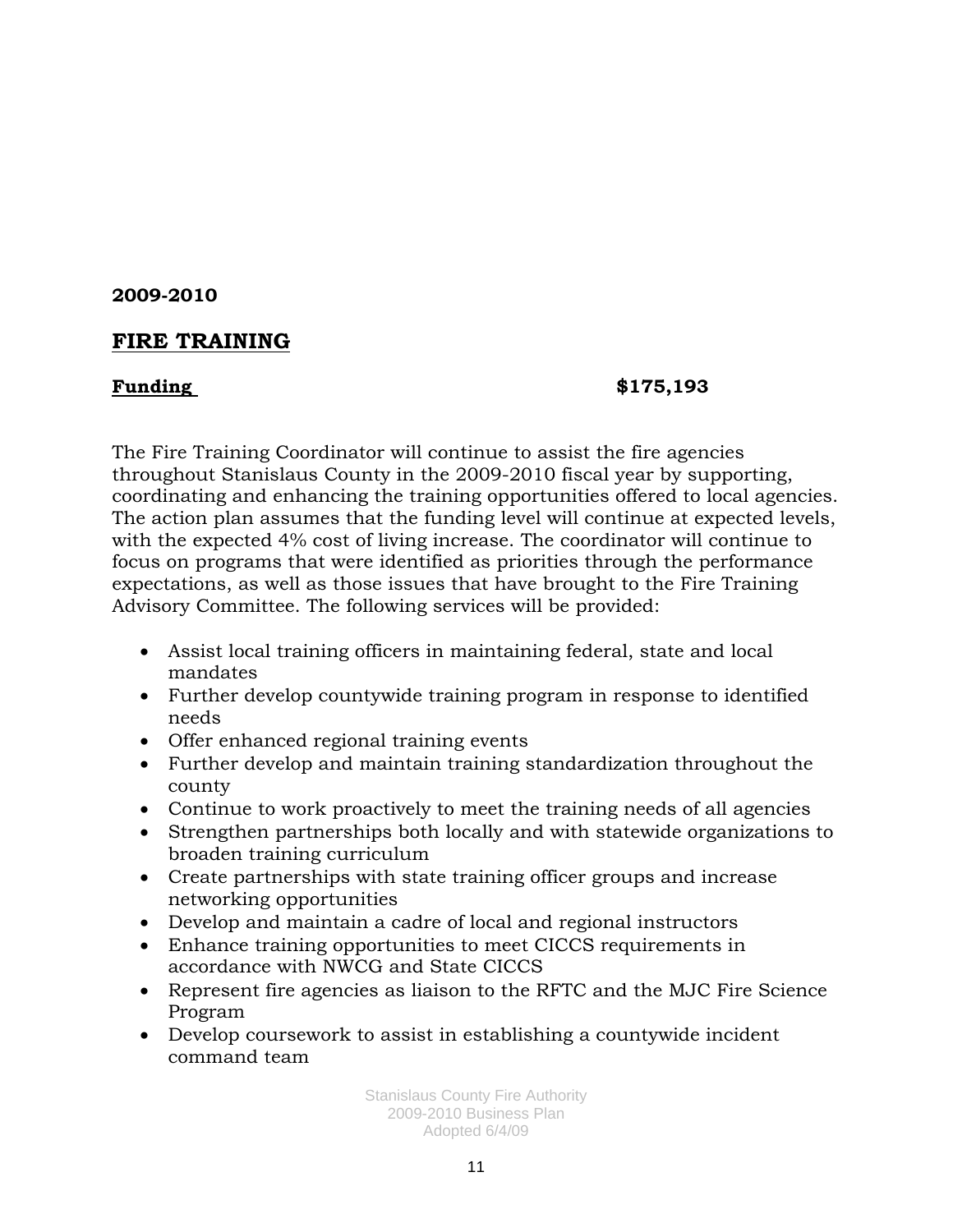**2009-2010**

## FIRE TRAINING

**Funding** **$175,193**

The Fire Training Coordinator will continue to assist the fire agencies throughout Stanislaus County in the 2009-2010 fiscal year by supporting, coordinating and enhancing the training opportunities offered to local agencies. The action plan assumes that the funding level will continue at expected levels, with the expected 4% cost of living increase. The coordinator will continue to focus on programs that were identified as priorities through the performance expectations, as well as those issues that have brought to the Fire Training Advisory Committee. The following services will be provided:

- Assist local training officers in maintaining federal, state and local mandates
- Further develop countywide training program in response to identified needs
- Offer enhanced regional training events
- Further develop and maintain training standardization throughout the county
- Continue to work proactively to meet the training needs of all agencies
- Strengthen partnerships both locally and with statewide organizations to broaden training curriculum
- Create partnerships with state training officer groups and increase networking opportunities
- Develop and maintain a cadre of local and regional instructors
- Enhance training opportunities to meet CICCS requirements in accordance with NWCG and State CICCS
- Represent fire agencies as liaison to the RFTC and the MJC Fire Science Program
- Develop coursework to assist in establishing a countywide incident command team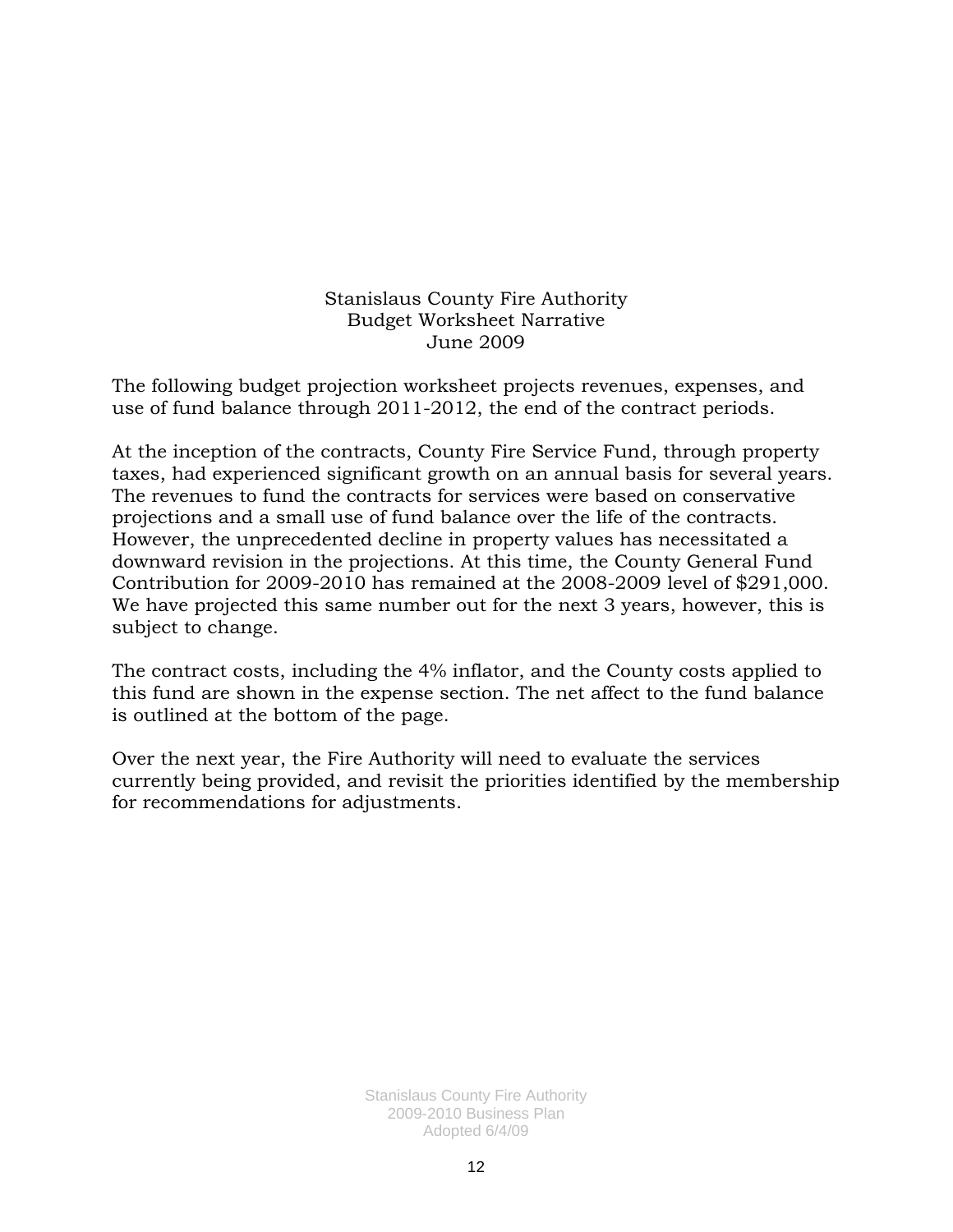# Stanislaus County Fire Authority
## Budget Worksheet Narrative
### June 2009

The following budget projection worksheet projects revenues, expenses, and use of fund balance through 2011-2012, the end of the contract periods.

At the inception of the contracts, County Fire Service Fund, through property taxes, had experienced significant growth on an annual basis for several years. The revenues to fund the contracts for services were based on conservative projections and a small use of fund balance over the life of the contracts. However, the unprecedented decline in property values has necessitated a downward revision in the projections. At this time, the County General Fund Contribution for 2009-2010 has remained at the 2008-2009 level of $291,000. We have projected this same number out for the next 3 years, however, this is subject to change.

The contract costs, including the 4% inflator, and the County costs applied to this fund are shown in the expense section. The net affect to the fund balance is outlined at the bottom of the page.

Over the next year, the Fire Authority will need to evaluate the services currently being provided, and revisit the priorities identified by the membership for recommendations for adjustments.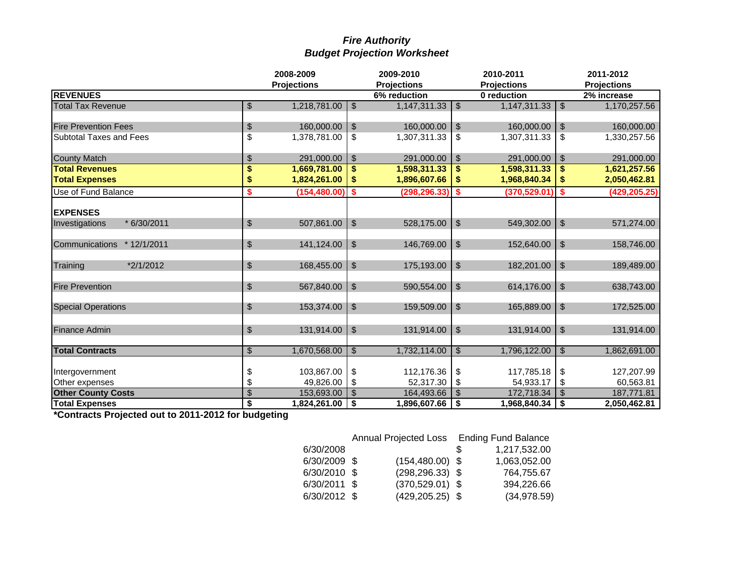# *Fire Authority*
## *Budget Projection Worksheet*

| | 2008-2009 Projections | 2009-2010 Projections | 2010-2011 Projections | 2011-2012 Projections |
|---|---|---|---|---|
| **REVENUES** | | 6% reduction | 0 reduction | 2% increase |
| Total Tax Revenue | $ 1,218,781.00 | $ 1,147,311.33 | $ 1,147,311.33 | $ 1,170,257.56 |
| Fire Prevention Fees | $ 160,000.00 | $ 160,000.00 | $ 160,000.00 | $ 160,000.00 |
| Subtotal Taxes and Fees | $ 1,378,781.00 | $ 1,307,311.33 | $ 1,307,311.33 | $ 1,330,257.56 |
| County Match | $ 291,000.00 | $ 291,000.00 | $ 291,000.00 | $ 291,000.00 |
| **Total Revenues** | **$ 1,669,781.00** | **$ 1,598,311.33** | **$ 1,598,311.33** | **$ 1,621,257.56** |
| **Total Expenses** | **$ 1,824,261.00** | **$ 1,896,607.66** | **$ 1,968,840.34** | **$ 2,050,462.81** |
| Use of Fund Balance | **$ (154,480.00)** | **$ (298,296.33)** | **$ (370,529.01)** | **$ (429,205.25)** |
| **EXPENSES** | | | | |
| Investigations * 6/30/2011 | $ 507,861.00 | $ 528,175.00 | $ 549,302.00 | $ 571,274.00 |
| Communications * 12/1/2011 | $ 141,124.00 | $ 146,769.00 | $ 152,640.00 | $ 158,746.00 |
| Training *2/1/2012 | $ 168,455.00 | $ 175,193.00 | $ 182,201.00 | $ 189,489.00 |
| Fire Prevention | $ 567,840.00 | $ 590,554.00 | $ 614,176.00 | $ 638,743.00 |
| Special Operations | $ 153,374.00 | $ 159,509.00 | $ 165,889.00 | $ 172,525.00 |
| Finance Admin | $ 131,914.00 | $ 131,914.00 | $ 131,914.00 | $ 131,914.00 |
| **Total Contracts** | $ 1,670,568.00 | $ 1,732,114.00 | $ 1,796,122.00 | $ 1,862,691.00 |
| Intergovernment | $ 103,867.00 | $ 112,176.36 | $ 117,785.18 | $ 127,207.99 |
| Other expenses | $ 49,826.00 | $ 52,317.30 | $ 54,933.17 | $ 60,563.81 |
| **Other County Costs** | $ 153,693.00 | $ 164,493.66 | $ 172,718.34 | $ 187,771.81 |
| **Total Expenses** | **$ 1,824,261.00** | **$ 1,896,607.66** | **$ 1,968,840.34** | **$ 2,050,462.81** |

***Contracts Projected out to 2011-2012 for budgeting**

| | Annual Projected Loss | Ending Fund Balance |
|---|---|---|
| 6/30/2008 | | $ 1,217,532.00 |
| 6/30/2009 | $ (154,480.00) | $ 1,063,052.00 |
| 6/30/2010 | $ (298,296.33) | $ 764,755.67 |
| 6/30/2011 | $ (370,529.01) | $ 394,226.66 |
| 6/30/2012 | $ (429,205.25) | $ (34,978.59) |